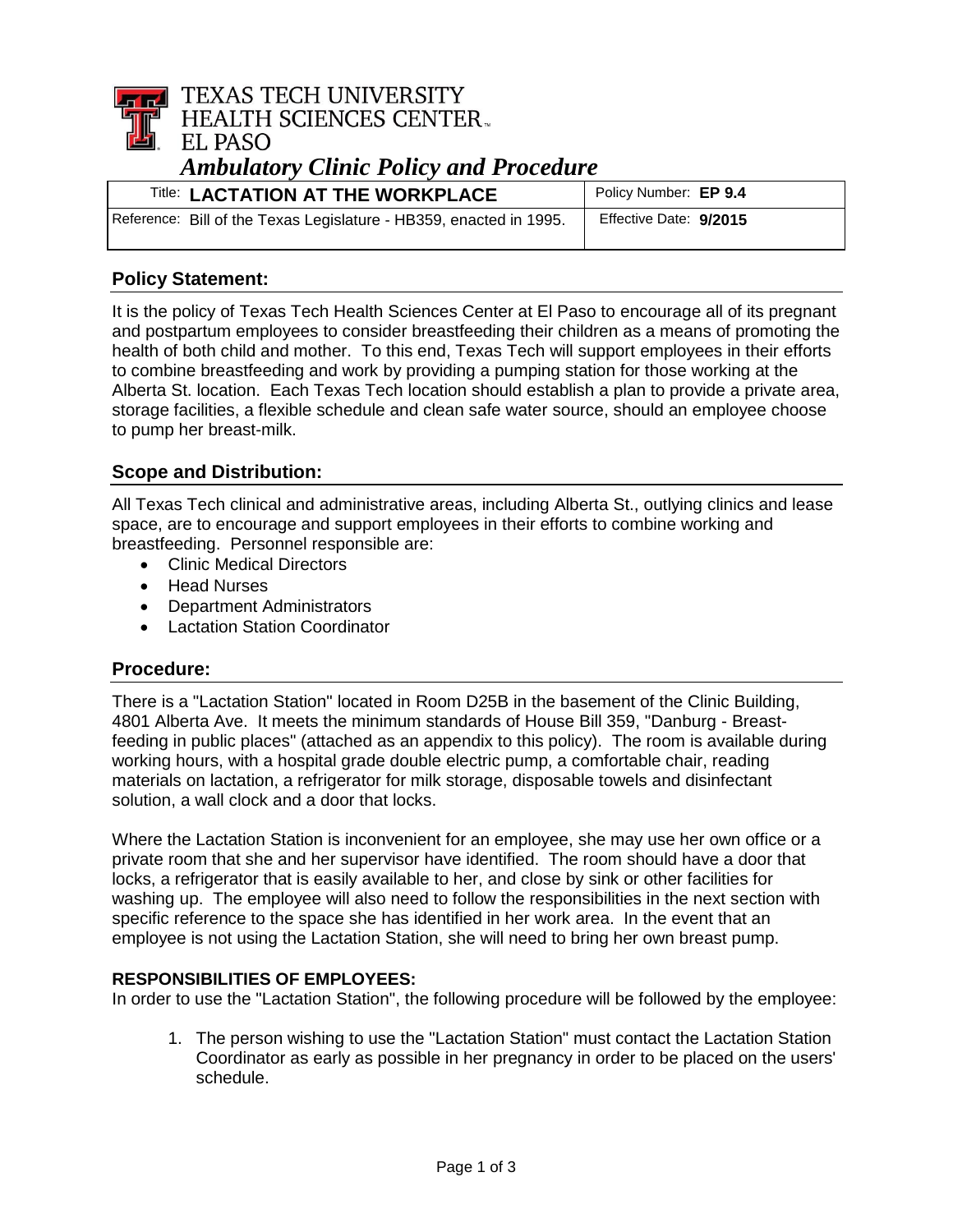TEXAS TECH UNIVERSITY
HEALTH SCIENCES CENTER™
EL PASO

# *Ambulatory Clinic Policy and Procedure*

| Title: **LACTATION AT THE WORKPLACE** | Policy Number: **EP 9.4** |
|---|---|
| Reference: Bill of the Texas Legislature - HB359, enacted in 1995. | Effective Date: **9/2015** |

## Policy Statement:

It is the policy of Texas Tech Health Sciences Center at El Paso to encourage all of its pregnant and postpartum employees to consider breastfeeding their children as a means of promoting the health of both child and mother. To this end, Texas Tech will support employees in their efforts to combine breastfeeding and work by providing a pumping station for those working at the Alberta St. location. Each Texas Tech location should establish a plan to provide a private area, storage facilities, a flexible schedule and clean safe water source, should an employee choose to pump her breast-milk.

## Scope and Distribution:

All Texas Tech clinical and administrative areas, including Alberta St., outlying clinics and lease space, are to encourage and support employees in their efforts to combine working and breastfeeding. Personnel responsible are:

- Clinic Medical Directors
- Head Nurses
- Department Administrators
- Lactation Station Coordinator

## Procedure:

There is a "Lactation Station" located in Room D25B in the basement of the Clinic Building, 4801 Alberta Ave. It meets the minimum standards of House Bill 359, "Danburg - Breast-feeding in public places" (attached as an appendix to this policy). The room is available during working hours, with a hospital grade double electric pump, a comfortable chair, reading materials on lactation, a refrigerator for milk storage, disposable towels and disinfectant solution, a wall clock and a door that locks.

Where the Lactation Station is inconvenient for an employee, she may use her own office or a private room that she and her supervisor have identified. The room should have a door that locks, a refrigerator that is easily available to her, and close by sink or other facilities for washing up. The employee will also need to follow the responsibilities in the next section with specific reference to the space she has identified in her work area. In the event that an employee is not using the Lactation Station, she will need to bring her own breast pump.

**RESPONSIBILITIES OF EMPLOYEES:**

In order to use the "Lactation Station", the following procedure will be followed by the employee:

1. The person wishing to use the "Lactation Station" must contact the Lactation Station Coordinator as early as possible in her pregnancy in order to be placed on the users' schedule.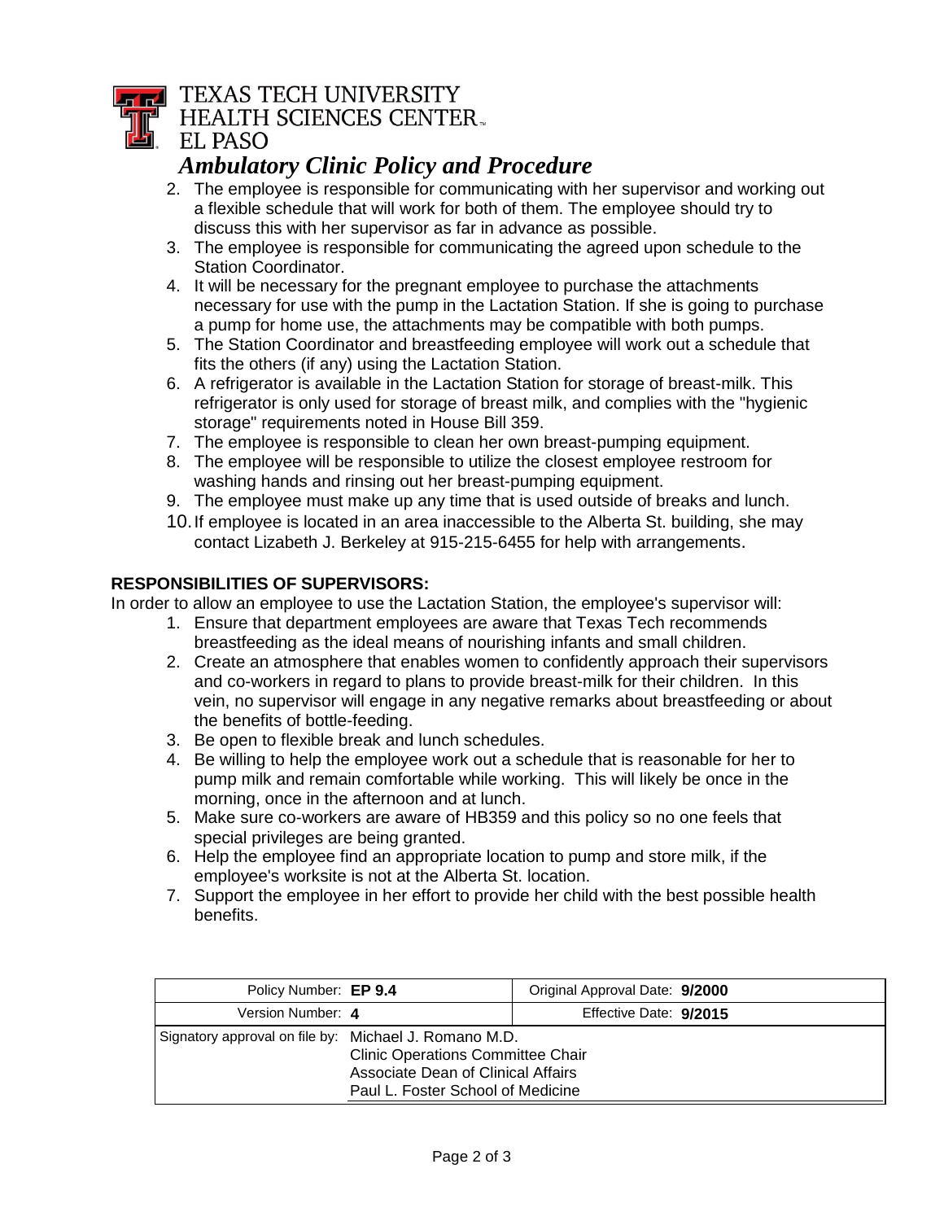2. The employee is responsible for communicating with her supervisor and working out a flexible schedule that will work for both of them. The employee should try to discuss this with her supervisor as far in advance as possible.
3. The employee is responsible for communicating the agreed upon schedule to the Station Coordinator.
4. It will be necessary for the pregnant employee to purchase the attachments necessary for use with the pump in the Lactation Station. If she is going to purchase a pump for home use, the attachments may be compatible with both pumps.
5. The Station Coordinator and breastfeeding employee will work out a schedule that fits the others (if any) using the Lactation Station.
6. A refrigerator is available in the Lactation Station for storage of breast-milk. This refrigerator is only used for storage of breast milk, and complies with the "hygienic storage" requirements noted in House Bill 359.
7. The employee is responsible to clean her own breast-pumping equipment.
8. The employee will be responsible to utilize the closest employee restroom for washing hands and rinsing out her breast-pumping equipment.
9. The employee must make up any time that is used outside of breaks and lunch.
10. If employee is located in an area inaccessible to the Alberta St. building, she may contact Lizabeth J. Berkeley at 915-215-6455 for help with arrangements.

**RESPONSIBILITIES OF SUPERVISORS:**

In order to allow an employee to use the Lactation Station, the employee's supervisor will:

1. Ensure that department employees are aware that Texas Tech recommends breastfeeding as the ideal means of nourishing infants and small children.
2. Create an atmosphere that enables women to confidently approach their supervisors and co-workers in regard to plans to provide breast-milk for their children. In this vein, no supervisor will engage in any negative remarks about breastfeeding or about the benefits of bottle-feeding.
3. Be open to flexible break and lunch schedules.
4. Be willing to help the employee work out a schedule that is reasonable for her to pump milk and remain comfortable while working. This will likely be once in the morning, once in the afternoon and at lunch.
5. Make sure co-workers are aware of HB359 and this policy so no one feels that special privileges are being granted.
6. Help the employee find an appropriate location to pump and store milk, if the employee's worksite is not at the Alberta St. location.
7. Support the employee in her effort to provide her child with the best possible health benefits.

| Policy Number: **EP 9.4** | Original Approval Date: **9/2000** |
|---|---|
| Version Number: **4** | Effective Date: **9/2015** |
| Signatory approval on file by: Michael J. Romano M.D., Clinic Operations Committee Chair, Associate Dean of Clinical Affairs, Paul L. Foster School of Medicine | |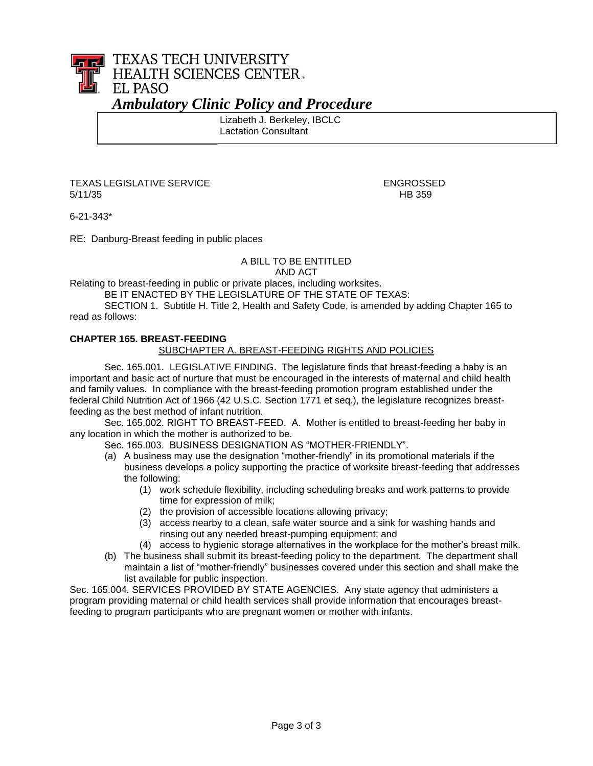TEXAS LEGISLATIVE SERVICE ENGROSSED
5/11/35 HB 359

6-21-343*

RE: Danburg-Breast feeding in public places

A BILL TO BE ENTITLED
AND ACT

Relating to breast-feeding in public or private places, including worksites.

BE IT ENACTED BY THE LEGISLATURE OF THE STATE OF TEXAS:

SECTION 1. Subtitle H. Title 2, Health and Safety Code, is amended by adding Chapter 165 to read as follows:

**CHAPTER 165. BREAST-FEEDING**

SUBCHAPTER A. BREAST-FEEDING RIGHTS AND POLICIES

Sec. 165.001. LEGISLATIVE FINDING. The legislature finds that breast-feeding a baby is an important and basic act of nurture that must be encouraged in the interests of maternal and child health and family values. In compliance with the breast-feeding promotion program established under the federal Child Nutrition Act of 1966 (42 U.S.C. Section 1771 et seq.), the legislature recognizes breast-feeding as the best method of infant nutrition.

Sec. 165.002. RIGHT TO BREAST-FEED. A. Mother is entitled to breast-feeding her baby in any location in which the mother is authorized to be.

Sec. 165.003. BUSINESS DESIGNATION AS "MOTHER-FRIENDLY".

(a) A business may use the designation "mother-friendly" in its promotional materials if the business develops a policy supporting the practice of worksite breast-feeding that addresses the following:
   (1) work schedule flexibility, including scheduling breaks and work patterns to provide time for expression of milk;
   (2) the provision of accessible locations allowing privacy;
   (3) access nearby to a clean, safe water source and a sink for washing hands and rinsing out any needed breast-pumping equipment; and
   (4) access to hygienic storage alternatives in the workplace for the mother's breast milk.

(b) The business shall submit its breast-feeding policy to the department. The department shall maintain a list of "mother-friendly" businesses covered under this section and shall make the list available for public inspection.

Sec. 165.004. SERVICES PROVIDED BY STATE AGENCIES. Any state agency that administers a program providing maternal or child health services shall provide information that encourages breast-feeding to program participants who are pregnant women or mother with infants.